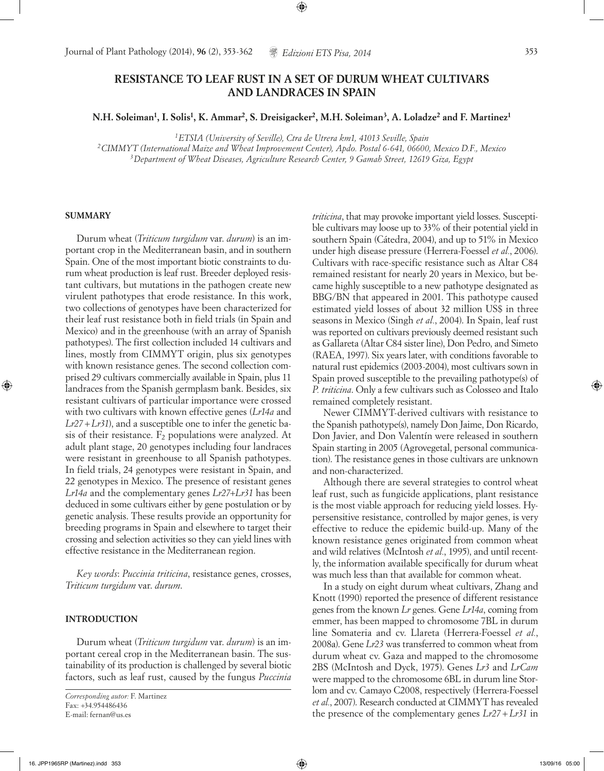# RESISTANCE TO LEAF RUST IN A SET OF DURUM WHEAT CULTIVARS AND LANDRACES IN SPAIN

**N.H. Soleiman[1], I. Solis[1], K. Ammar[2], S. Dreisigacker[2], M.H. Soleiman[3], A. Loladze[2] and F. Martinez[1]**

[1]*ETSIA (University of Seville), Ctra de Utrera km1, 41013 Seville, Spain*
[2]*CIMMYT (International Maize and Wheat Improvement Center), Apdo. Postal 6-641, 06600, Mexico D.F., Mexico*
[3]*Department of Wheat Diseases, Agriculture Research Center, 9 Gamah Street, 12619 Giza, Egypt*

## SUMMARY

Durum wheat (*Triticum turgidum* var. *durum*) is an important crop in the Mediterranean basin, and in southern Spain. One of the most important biotic constraints to durum wheat production is leaf rust. Breeder deployed resistant cultivars, but mutations in the pathogen create new virulent pathotypes that erode resistance. In this work, two collections of genotypes have been characterized for their leaf rust resistance both in field trials (in Spain and Mexico) and in the greenhouse (with an array of Spanish pathotypes). The first collection included 14 cultivars and lines, mostly from CIMMYT origin, plus six genotypes with known resistance genes. The second collection comprised 29 cultivars commercially available in Spain, plus 11 landraces from the Spanish germplasm bank. Besides, six resistant cultivars of particular importance were crossed with two cultivars with known effective genes (*Lr14a* and *Lr27+Lr31*), and a susceptible one to infer the genetic basis of their resistance. $F_2$ populations were analyzed. At adult plant stage, 20 genotypes including four landraces were resistant in greenhouse to all Spanish pathotypes. In field trials, 24 genotypes were resistant in Spain, and 22 genotypes in Mexico. The presence of resistant genes *Lr14a* and the complementary genes *Lr27+Lr31* has been deduced in some cultivars either by gene postulation or by genetic analysis. These results provide an opportunity for breeding programs in Spain and elsewhere to target their crossing and selection activities so they can yield lines with effective resistance in the Mediterranean region.

*Key words*: *Puccinia triticina*, resistance genes, crosses, *Triticum turgidum* var. *durum*.

## INTRODUCTION

Durum wheat (*Triticum turgidum* var. *durum*) is an important cereal crop in the Mediterranean basin. The sustainability of its production is challenged by several biotic factors, such as leaf rust, caused by the fungus *Puccinia triticina*, that may provoke important yield losses. Susceptible cultivars may loose up to 33% of their potential yield in southern Spain (Cátedra, 2004), and up to 51% in Mexico under high disease pressure (Herrera-Foessel *et al*., 2006). Cultivars with race-specific resistance such as Altar C84 remained resistant for nearly 20 years in Mexico, but became highly susceptible to a new pathotype designated as BBG/BN that appeared in 2001. This pathotype caused estimated yield losses of about 32 million US$ in three seasons in Mexico (Singh *et al*., 2004). In Spain, leaf rust was reported on cultivars previously deemed resistant such as Gallareta (Altar C84 sister line), Don Pedro, and Simeto (RAEA, 1997). Six years later, with conditions favorable to natural rust epidemics (2003-2004), most cultivars sown in Spain proved susceptible to the prevailing pathotype(s) of *P. triticina*. Only a few cultivars such as Colosseo and Italo remained completely resistant.

Newer CIMMYT-derived cultivars with resistance to the Spanish pathotype(s), namely Don Jaime, Don Ricardo, Don Javier, and Don Valentín were released in southern Spain starting in 2005 (Agrovegetal, personal communication). The resistance genes in those cultivars are unknown and non-characterized.

Although there are several strategies to control wheat leaf rust, such as fungicide applications, plant resistance is the most viable approach for reducing yield losses. Hypersensitive resistance, controlled by major genes, is very effective to reduce the epidemic build-up. Many of the known resistance genes originated from common wheat and wild relatives (McIntosh *et al*., 1995), and until recently, the information available specifically for durum wheat was much less than that available for common wheat.

In a study on eight durum wheat cultivars, Zhang and Knott (1990) reported the presence of different resistance genes from the known *Lr* genes. Gene *Lr14a*, coming from emmer, has been mapped to chromosome 7BL in durum line Somateria and cv. Llareta (Herrera-Foessel *et al*., 2008a). Gene *Lr23* was transferred to common wheat from durum wheat cv. Gaza and mapped to the chromosome 2BS (McIntosh and Dyck, 1975). Genes *Lr3* and *LrCam* were mapped to the chromosome 6BL in durum line Storlom and cv. Camayo C2008, respectively (Herrera-Foessel *et al*., 2007). Research conducted at CIMMYT has revealed the presence of the complementary genes *Lr27+Lr31* in

*Corresponding autor:* F. Martinez
Fax: +34.954486436
E-mail: fernan@us.es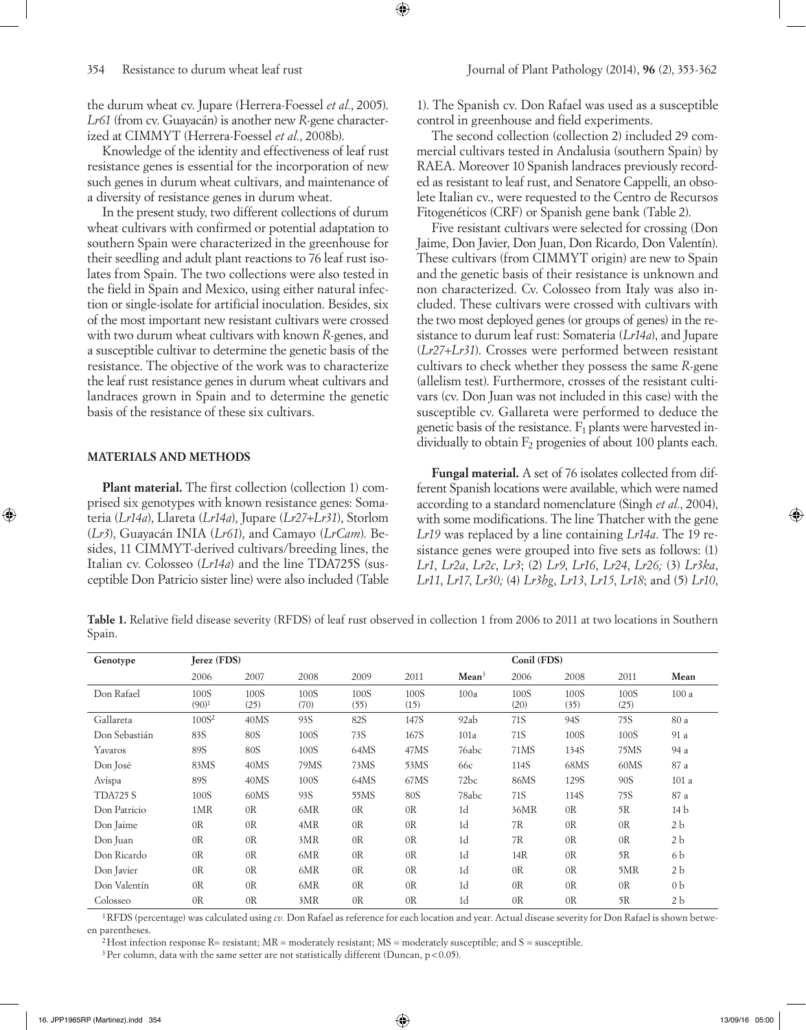the durum wheat cv. Jupare (Herrera-Foessel *et al.*, 2005). *Lr61* (from cv. Guayacán) is another new *R*-gene characterized at CIMMYT (Herrera-Foessel *et al.*, 2008b).

Knowledge of the identity and effectiveness of leaf rust resistance genes is essential for the incorporation of new such genes in durum wheat cultivars, and maintenance of a diversity of resistance genes in durum wheat.

In the present study, two different collections of durum wheat cultivars with confirmed or potential adaptation to southern Spain were characterized in the greenhouse for their seedling and adult plant reactions to 76 leaf rust isolates from Spain. The two collections were also tested in the field in Spain and Mexico, using either natural infection or single-isolate for artificial inoculation. Besides, six of the most important new resistant cultivars were crossed with two durum wheat cultivars with known *R*-genes, and a susceptible cultivar to determine the genetic basis of the resistance. The objective of the work was to characterize the leaf rust resistance genes in durum wheat cultivars and landraces grown in Spain and to determine the genetic basis of the resistance of these six cultivars.

## MATERIALS AND METHODS

**Plant material.** The first collection (collection 1) comprised six genotypes with known resistance genes: Somateria (*Lr14a*), Llareta (*Lr14a*), Jupare (*Lr27+Lr31*), Storlom (*Lr3*), Guayacán INIA (*Lr61*), and Camayo (*LrCam*). Besides, 11 CIMMYT-derived cultivars/breeding lines, the Italian cv. Colosseo (*Lr14a*) and the line TDA725S (susceptible Don Patricio sister line) were also included (Table 1). The Spanish cv. Don Rafael was used as a susceptible control in greenhouse and field experiments.

The second collection (collection 2) included 29 commercial cultivars tested in Andalusia (southern Spain) by RAEA. Moreover 10 Spanish landraces previously recorded as resistant to leaf rust, and Senatore Cappelli, an obsolete Italian cv., were requested to the Centro de Recursos Fitogenéticos (CRF) or Spanish gene bank (Table 2).

Five resistant cultivars were selected for crossing (Don Jaime, Don Javier, Don Juan, Don Ricardo, Don Valentín). These cultivars (from CIMMYT origin) are new to Spain and the genetic basis of their resistance is unknown and non characterized. Cv. Colosseo from Italy was also included. These cultivars were crossed with cultivars with the two most deployed genes (or groups of genes) in the resistance to durum leaf rust: Somateria (*Lr14a*), and Jupare (*Lr27+Lr31*). Crosses were performed between resistant cultivars to check whether they possess the same *R*-gene (allelism test). Furthermore, crosses of the resistant cultivars (cv. Don Juan was not included in this case) with the susceptible cv. Gallareta were performed to deduce the genetic basis of the resistance. $F_1$ plants were harvested individually to obtain $F_2$ progenies of about 100 plants each.

**Fungal material.** A set of 76 isolates collected from different Spanish locations were available, which were named according to a standard nomenclature (Singh *et al.*, 2004), with some modifications. The line Thatcher with the gene *Lr19* was replaced by a line containing *Lr14a*. The 19 resistance genes were grouped into five sets as follows: (1) *Lr1*, *Lr2a*, *Lr2c*, *Lr3*; (2) *Lr9*, *Lr16*, *Lr24*, *Lr26;* (3) *Lr3ka*, *Lr11*, *Lr17*, *Lr30;* (4) *Lr3bg*, *Lr13*, *Lr15*, *Lr18*; and (5) *Lr10*,

**Table 1.** Relative field disease severity (RFDS) of leaf rust observed in collection 1 from 2006 to 2011 at two locations in Southern Spain.

| Genotype | Jerez (FDS) | | | | | | Conil (FDS) | | | |
|---|---|---|---|---|---|---|---|---|---|---|
| | 2006 | 2007 | 2008 | 2009 | 2011 | Mean[3] | 2006 | 2008 | 2011 | Mean |
| Don Rafael | 100S (90)[1] | 100S (25) | 100S (70) | 100S (55) | 100S (15) | 100a | 100S (20) | 100S (35) | 100S (25) | 100 a |
| Gallareta | 100S[2] | 40MS | 93S | 82S | 147S | 92ab | 71S | 94S | 75S | 80 a |
| Don Sebastián | 83S | 80S | 100S | 73S | 167S | 101a | 71S | 100S | 100S | 91 a |
| Yavaros | 89S | 80S | 100S | 64MS | 47MS | 76abc | 71MS | 134S | 75MS | 94 a |
| Don José | 83MS | 40MS | 79MS | 73MS | 53MS | 66c | 114S | 68MS | 60MS | 87 a |
| Avispa | 89S | 40MS | 100S | 64MS | 67MS | 72bc | 86MS | 129S | 90S | 101 a |
| TDA725 S | 100S | 60MS | 93S | 55MS | 80S | 78abc | 71S | 114S | 75S | 87 a |
| Don Patricio | 1MR | 0R | 6MR | 0R | 0R | 1d | 36MR | 0R | 5R | 14 b |
| Don Jaime | 0R | 0R | 4MR | 0R | 0R | 1d | 7R | 0R | 0R | 2 b |
| Don Juan | 0R | 0R | 3MR | 0R | 0R | 1d | 7R | 0R | 0R | 2 b |
| Don Ricardo | 0R | 0R | 6MR | 0R | 0R | 1d | 14R | 0R | 5R | 6 b |
| Don Javier | 0R | 0R | 6MR | 0R | 0R | 1d | 0R | 0R | 5MR | 2 b |
| Don Valentín | 0R | 0R | 6MR | 0R | 0R | 1d | 0R | 0R | 0R | 0 b |
| Colosseo | 0R | 0R | 3MR | 0R | 0R | 1d | 0R | 0R | 5R | 2 b |

[1] RFDS (percentage) was calculated using *cv.* Don Rafael as reference for each location and year. Actual disease severity for Don Rafael is shown between parentheses.

[2] Host infection response R= resistant; MR = moderately resistant; MS = moderately susceptible; and S = susceptible.

[3] Per column, data with the same setter are not statistically different (Duncan, $p < 0.05$).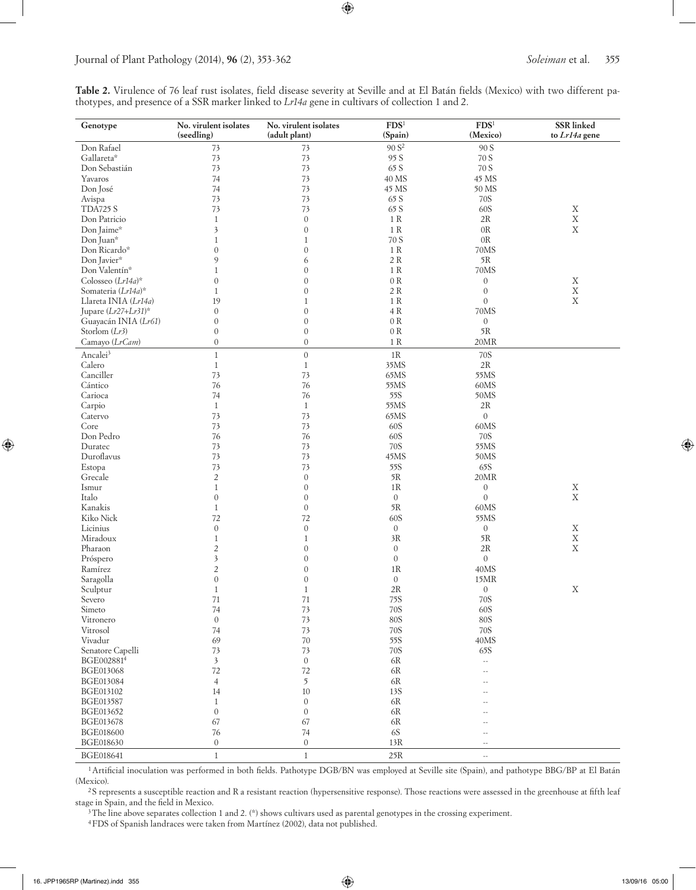**Table 2.** Virulence of 76 leaf rust isolates, field disease severity at Seville and at El Batán fields (Mexico) with two different pathotypes, and presence of a SSR marker linked to *Lr14a* gene in cultivars of collection 1 and 2.

| Genotype | No. virulent isolates (seedling) | No. virulent isolates (adult plant) | FDS[1] (Spain) | FDS[1] (Mexico) | SSR linked to *Lr14a* gene |
|---|---|---|---|---|---|
| Don Rafael | 73 | 73 | 90 S[2] | 90 S | |
| Gallareta* | 73 | 73 | 95 S | 70 S | |
| Don Sebastián | 73 | 73 | 65 S | 70 S | |
| Yavaros | 74 | 73 | 40 MS | 45 MS | |
| Don José | 74 | 73 | 45 MS | 50 MS | |
| Avispa | 73 | 73 | 65 S | 70S | |
| TDA725 S | 73 | 73 | 65 S | 60S | X |
| Don Patricio | 1 | 0 | 1 R | 2R | X |
| Don Jaime* | 3 | 0 | 1 R | 0R | X |
| Don Juan* | 1 | 1 | 70 S | 0R | |
| Don Ricardo* | 0 | 0 | 1 R | 70MS | |
| Don Javier* | 9 | 6 | 2 R | 5R | |
| Don Valentín* | 1 | 0 | 1 R | 70MS | |
| Colosseo (*Lr14a*)* | 0 | 0 | 0 R | 0 | X |
| Somateria (*Lr14a*)* | 1 | 0 | 2 R | 0 | X |
| Llareta INIA (*Lr14a*) | 19 | 1 | 1 R | 0 | X |
| Jupare (*Lr27+Lr31*)* | 0 | 0 | 4 R | 70MS | |
| Guayacán INIA (*Lr61*) | 0 | 0 | 0 R | 0 | |
| Storlom (*Lr3*) | 0 | 0 | 0 R | 5R | |
| Camayo (*LrCam*) | 0 | 0 | 1 R | 20MR | |
| Ancalei[3] | 1 | 0 | 1R | 70S | |
| Calero | 1 | 1 | 35MS | 2R | |
| Canciller | 73 | 73 | 65MS | 55MS | |
| Cántico | 76 | 76 | 55MS | 60MS | |
| Carioca | 74 | 76 | 55S | 50MS | |
| Carpio | 1 | 1 | 55MS | 2R | |
| Catervo | 73 | 73 | 65MS | 0 | |
| Core | 73 | 73 | 60S | 60MS | |
| Don Pedro | 76 | 76 | 60S | 70S | |
| Duratec | 73 | 73 | 70S | 55MS | |
| Duroflavus | 73 | 73 | 45MS | 50MS | |
| Estopa | 73 | 73 | 55S | 65S | |
| Grecale | 2 | 0 | 5R | 20MR | |
| Ismur | 1 | 0 | 1R | 0 | X |
| Italo | 0 | 0 | 0 | 0 | X |
| Kanakis | 1 | 0 | 5R | 60MS | |
| Kiko Nick | 72 | 72 | 60S | 55MS | |
| Licinius | 0 | 0 | 0 | 0 | X |
| Miradoux | 1 | 1 | 3R | 5R | X |
| Pharaon | 2 | 0 | 0 | 2R | X |
| Próspero | 3 | 0 | 0 | 0 | |
| Ramírez | 2 | 0 | 1R | 40MS | |
| Saragolla | 0 | 0 | 0 | 15MR | |
| Sculptur | 1 | 1 | 2R | 0 | X |
| Severo | 71 | 71 | 75S | 70S | |
| Simeto | 74 | 73 | 70S | 60S | |
| Vitronero | 0 | 73 | 80S | 80S | |
| Vitrosol | 74 | 73 | 70S | 70S | |
| Vivadur | 69 | 70 | 55S | 40MS | |
| Senatore Capelli | 73 | 73 | 70S | 65S | |
| BGE002881[4] | 3 | 0 | 6R | -- | |
| BGE013068 | 72 | 72 | 6R | -- | |
| BGE013084 | 4 | 5 | 6R | -- | |
| BGE013102 | 14 | 10 | 13S | -- | |
| BGE013587 | 1 | 0 | 6R | -- | |
| BGE013652 | 0 | 0 | 6R | -- | |
| BGE013678 | 67 | 67 | 6R | -- | |
| BGE018600 | 76 | 74 | 6S | -- | |
| BGE018630 | 0 | 0 | 13R | -- | |
| BGE018641 | 1 | 1 | 25R | -- | |

[1] Artificial inoculation was performed in both fields. Pathotype DGB/BN was employed at Seville site (Spain), and pathotype BBG/BP at El Batán (Mexico).

[2] S represents a susceptible reaction and R a resistant reaction (hypersensitive response). Those reactions were assessed in the greenhouse at fifth leaf stage in Spain, and the field in Mexico.

[3] The line above separates collection 1 and 2. (*) shows cultivars used as parental genotypes in the crossing experiment.

[4] FDS of Spanish landraces were taken from Martínez (2002), data not published.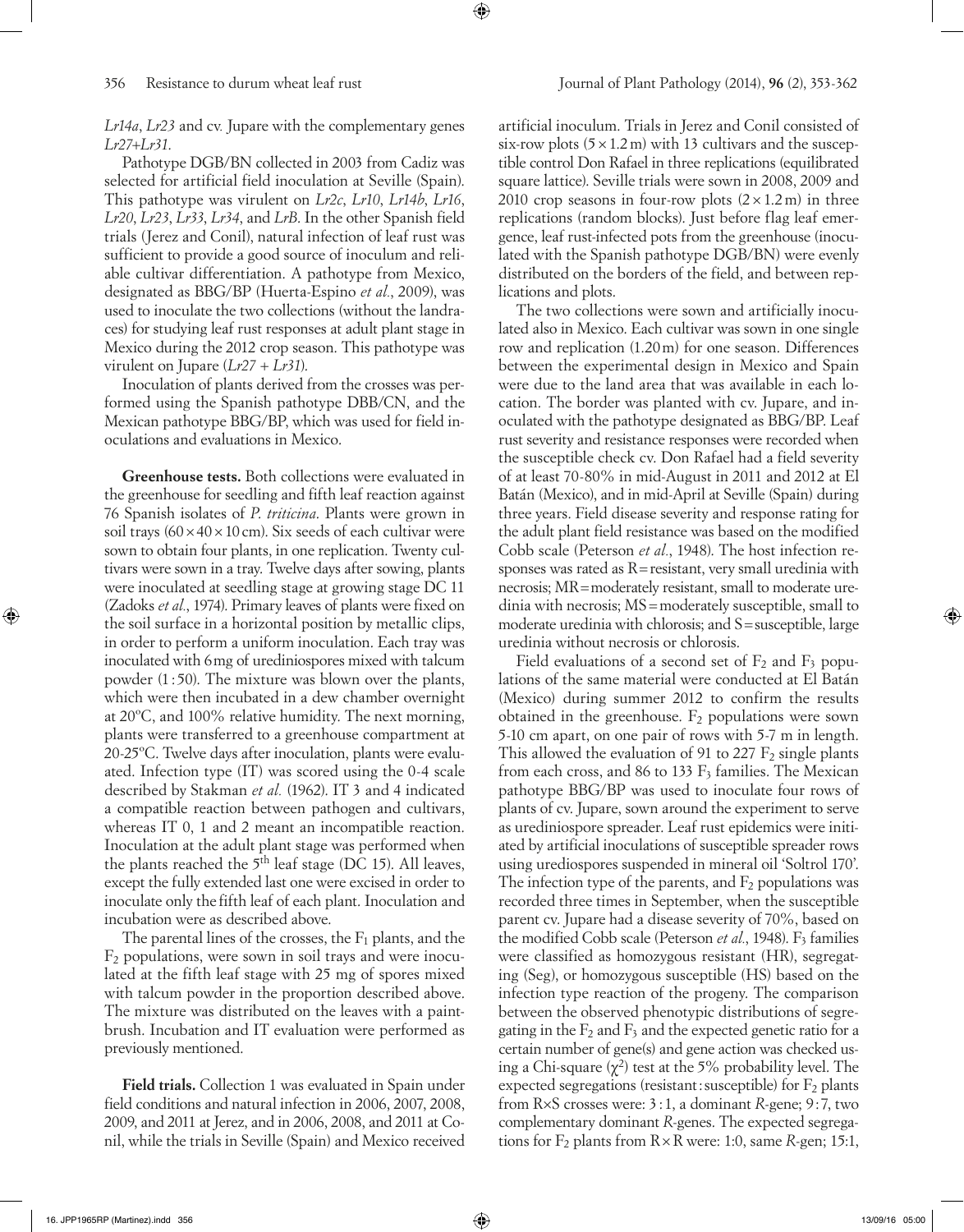*Lr14a*, *Lr23* and cv. Jupare with the complementary genes *Lr27+Lr31*.

Pathotype DGB/BN collected in 2003 from Cadiz was selected for artificial field inoculation at Seville (Spain). This pathotype was virulent on *Lr2c*, *Lr10*, *Lr14b*, *Lr16*, *Lr20*, *Lr23*, *Lr33*, *Lr34*, and *LrB*. In the other Spanish field trials (Jerez and Conil), natural infection of leaf rust was sufficient to provide a good source of inoculum and reliable cultivar differentiation. A pathotype from Mexico, designated as BBG/BP (Huerta-Espino *et al.*, 2009), was used to inoculate the two collections (without the landraces) for studying leaf rust responses at adult plant stage in Mexico during the 2012 crop season. This pathotype was virulent on Jupare (*Lr27 + Lr31*).

Inoculation of plants derived from the crosses was performed using the Spanish pathotype DBB/CN, and the Mexican pathotype BBG/BP, which was used for field inoculations and evaluations in Mexico.

**Greenhouse tests.** Both collections were evaluated in the greenhouse for seedling and fifth leaf reaction against 76 Spanish isolates of *P. triticina*. Plants were grown in soil trays (60×40×10 cm). Six seeds of each cultivar were sown to obtain four plants, in one replication. Twenty cultivars were sown in a tray. Twelve days after sowing, plants were inoculated at seedling stage at growing stage DC 11 (Zadoks *et al.*, 1974). Primary leaves of plants were fixed on the soil surface in a horizontal position by metallic clips, in order to perform a uniform inoculation. Each tray was inoculated with 6 mg of urediniospores mixed with talcum powder (1:50). The mixture was blown over the plants, which were then incubated in a dew chamber overnight at 20ºC, and 100% relative humidity. The next morning, plants were transferred to a greenhouse compartment at 20-25ºC. Twelve days after inoculation, plants were evaluated. Infection type (IT) was scored using the 0-4 scale described by Stakman *et al.* (1962). IT 3 and 4 indicated a compatible reaction between pathogen and cultivars, whereas IT 0, 1 and 2 meant an incompatible reaction. Inoculation at the adult plant stage was performed when the plants reached the 5th leaf stage (DC 15). All leaves, except the fully extended last one were excised in order to inoculate only the fifth leaf of each plant. Inoculation and incubation were as described above.

The parental lines of the crosses, the $F_1$ plants, and the $F_2$ populations, were sown in soil trays and were inoculated at the fifth leaf stage with 25 mg of spores mixed with talcum powder in the proportion described above. The mixture was distributed on the leaves with a paintbrush. Incubation and IT evaluation were performed as previously mentioned.

**Field trials.** Collection 1 was evaluated in Spain under field conditions and natural infection in 2006, 2007, 2008, 2009, and 2011 at Jerez, and in 2006, 2008, and 2011 at Conil, while the trials in Seville (Spain) and Mexico received artificial inoculum. Trials in Jerez and Conil consisted of six-row plots (5×1.2 m) with 13 cultivars and the susceptible control Don Rafael in three replications (equilibrated square lattice). Seville trials were sown in 2008, 2009 and 2010 crop seasons in four-row plots (2×1.2 m) in three replications (random blocks). Just before flag leaf emergence, leaf rust-infected pots from the greenhouse (inoculated with the Spanish pathotype DGB/BN) were evenly distributed on the borders of the field, and between replications and plots.

The two collections were sown and artificially inoculated also in Mexico. Each cultivar was sown in one single row and replication (1.20 m) for one season. Differences between the experimental design in Mexico and Spain were due to the land area that was available in each location. The border was planted with cv. Jupare, and inoculated with the pathotype designated as BBG/BP. Leaf rust severity and resistance responses were recorded when the susceptible check cv. Don Rafael had a field severity of at least 70-80% in mid-August in 2011 and 2012 at El Batán (Mexico), and in mid-April at Seville (Spain) during three years. Field disease severity and response rating for the adult plant field resistance was based on the modified Cobb scale (Peterson *et al.*, 1948). The host infection responses was rated as R = resistant, very small uredinia with necrosis; MR = moderately resistant, small to moderate uredinia with necrosis; MS = moderately susceptible, small to moderate uredinia with chlorosis; and S = susceptible, large uredinia without necrosis or chlorosis.

Field evaluations of a second set of $F_2$ and $F_3$ populations of the same material were conducted at El Batán (Mexico) during summer 2012 to confirm the results obtained in the greenhouse. $F_2$ populations were sown 5-10 cm apart, on one pair of rows with 5-7 m in length. This allowed the evaluation of 91 to 227 $F_2$ single plants from each cross, and 86 to 133 $F_3$ families. The Mexican pathotype BBG/BP was used to inoculate four rows of plants of cv. Jupare, sown around the experiment to serve as urediniospore spreader. Leaf rust epidemics were initiated by artificial inoculations of susceptible spreader rows using urediospores suspended in mineral oil 'Soltrol 170'. The infection type of the parents, and $F_2$ populations was recorded three times in September, when the susceptible parent cv. Jupare had a disease severity of 70%, based on the modified Cobb scale (Peterson *et al.*, 1948). $F_3$ families were classified as homozygous resistant (HR), segregating (Seg), or homozygous susceptible (HS) based on the infection type reaction of the progeny. The comparison between the observed phenotypic distributions of segregating in the $F_2$ and $F_3$ and the expected genetic ratio for a certain number of gene(s) and gene action was checked using a Chi-square ($\chi^2$) test at the 5% probability level. The expected segregations (resistant : susceptible) for $F_2$ plants from R×S crosses were: 3 : 1, a dominant *R*-gene; 9 : 7, two complementary dominant *R*-genes. The expected segregations for $F_2$ plants from R × R were: 1:0, same *R*-gen; 15:1,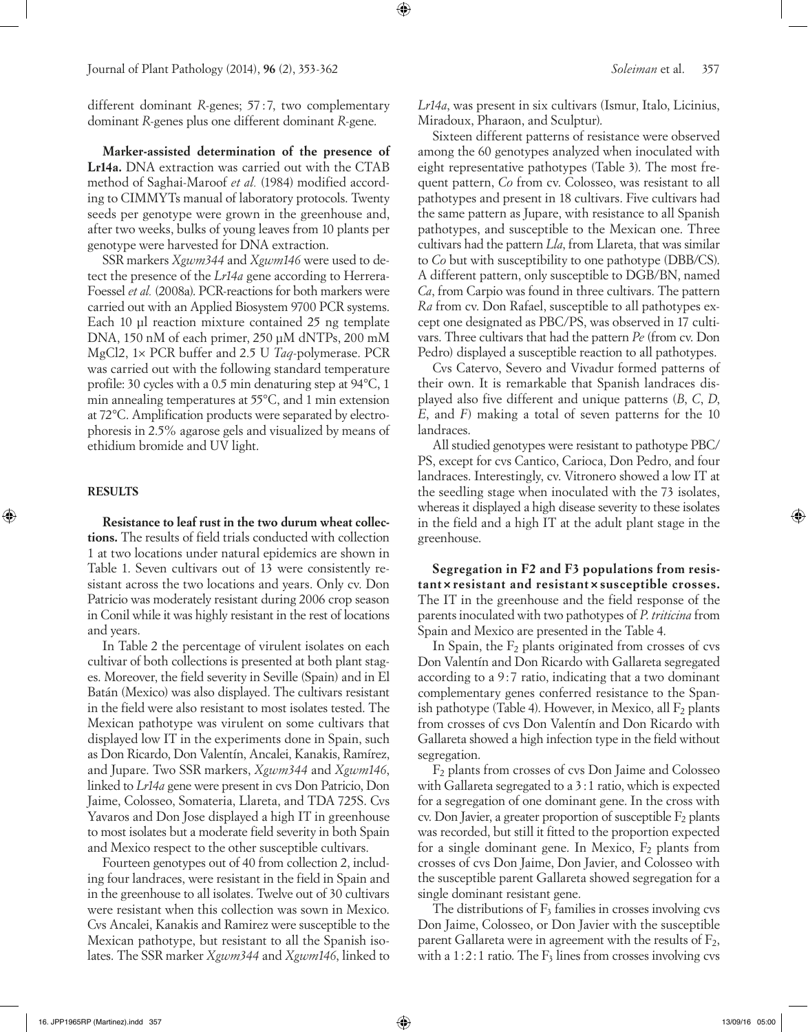different dominant *R*-genes; 57 : 7, two complementary dominant *R*-genes plus one different dominant *R*-gene.

**Marker-assisted determination of the presence of Lr14a.** DNA extraction was carried out with the CTAB method of Saghai-Maroof *et al.* (1984) modified according to CIMMYTs manual of laboratory protocols. Twenty seeds per genotype were grown in the greenhouse and, after two weeks, bulks of young leaves from 10 plants per genotype were harvested for DNA extraction.

SSR markers *Xgwm344* and *Xgwm146* were used to detect the presence of the *Lr14a* gene according to Herrera-Foessel *et al.* (2008a). PCR-reactions for both markers were carried out with an Applied Biosystem 9700 PCR systems. Each 10 µl reaction mixture contained 25 ng template DNA, 150 nM of each primer, 250 µM dNTPs, 200 mM MgCl2, 1× PCR buffer and 2.5 U *Taq*-polymerase. PCR was carried out with the following standard temperature profile: 30 cycles with a 0.5 min denaturing step at 94°C, 1 min annealing temperatures at 55°C, and 1 min extension at 72°C. Amplification products were separated by electrophoresis in 2.5% agarose gels and visualized by means of ethidium bromide and UV light.

## RESULTS

**Resistance to leaf rust in the two durum wheat collections.** The results of field trials conducted with collection 1 at two locations under natural epidemics are shown in Table 1. Seven cultivars out of 13 were consistently resistant across the two locations and years. Only cv. Don Patricio was moderately resistant during 2006 crop season in Conil while it was highly resistant in the rest of locations and years.

In Table 2 the percentage of virulent isolates on each cultivar of both collections is presented at both plant stages. Moreover, the field severity in Seville (Spain) and in El Batán (Mexico) was also displayed. The cultivars resistant in the field were also resistant to most isolates tested. The Mexican pathotype was virulent on some cultivars that displayed low IT in the experiments done in Spain, such as Don Ricardo, Don Valentín, Ancalei, Kanakis, Ramírez, and Jupare. Two SSR markers, *Xgwm344* and *Xgwm146*, linked to *Lr14a* gene were present in cvs Don Patricio, Don Jaime, Colosseo, Somateria, Llareta, and TDA 725S. Cvs Yavaros and Don Jose displayed a high IT in greenhouse to most isolates but a moderate field severity in both Spain and Mexico respect to the other susceptible cultivars.

Fourteen genotypes out of 40 from collection 2, including four landraces, were resistant in the field in Spain and in the greenhouse to all isolates. Twelve out of 30 cultivars were resistant when this collection was sown in Mexico. Cvs Ancalei, Kanakis and Ramirez were susceptible to the Mexican pathotype, but resistant to all the Spanish isolates. The SSR marker *Xgwm344* and *Xgwm146*, linked to *Lr14a*, was present in six cultivars (Ismur, Italo, Licinius, Miradoux, Pharaon, and Sculptur).

Sixteen different patterns of resistance were observed among the 60 genotypes analyzed when inoculated with eight representative pathotypes (Table 3). The most frequent pattern, *Co* from cv. Colosseo, was resistant to all pathotypes and present in 18 cultivars. Five cultivars had the same pattern as Jupare, with resistance to all Spanish pathotypes, and susceptible to the Mexican one. Three cultivars had the pattern *Lla*, from Llareta, that was similar to *Co* but with susceptibility to one pathotype (DBB/CS). A different pattern, only susceptible to DGB/BN, named *Ca*, from Carpio was found in three cultivars. The pattern *Ra* from cv. Don Rafael, susceptible to all pathotypes except one designated as PBC/PS, was observed in 17 cultivars. Three cultivars that had the pattern *Pe* (from cv. Don Pedro) displayed a susceptible reaction to all pathotypes.

Cvs Catervo, Severo and Vivadur formed patterns of their own. It is remarkable that Spanish landraces displayed also five different and unique patterns (*B*, *C*, *D*, *E*, and *F*) making a total of seven patterns for the 10 landraces.

All studied genotypes were resistant to pathotype PBC/PS, except for cvs Cantico, Carioca, Don Pedro, and four landraces. Interestingly, cv. Vitronero showed a low IT at the seedling stage when inoculated with the 73 isolates, whereas it displayed a high disease severity to these isolates in the field and a high IT at the adult plant stage in the greenhouse.

**Segregation in F2 and F3 populations from resistant × resistant and resistant × susceptible crosses.** The IT in the greenhouse and the field response of the parents inoculated with two pathotypes of *P. triticina* from Spain and Mexico are presented in the Table 4.

In Spain, the $F_2$ plants originated from crosses of cvs Don Valentín and Don Ricardo with Gallareta segregated according to a 9 : 7 ratio, indicating that a two dominant complementary genes conferred resistance to the Spanish pathotype (Table 4). However, in Mexico, all $F_2$ plants from crosses of cvs Don Valentín and Don Ricardo with Gallareta showed a high infection type in the field without segregation.

$F_2$ plants from crosses of cvs Don Jaime and Colosseo with Gallareta segregated to a 3 : 1 ratio, which is expected for a segregation of one dominant gene. In the cross with cv. Don Javier, a greater proportion of susceptible $F_2$ plants was recorded, but still it fitted to the proportion expected for a single dominant gene. In Mexico, $F_2$ plants from crosses of cvs Don Jaime, Don Javier, and Colosseo with the susceptible parent Gallareta showed segregation for a single dominant resistant gene.

The distributions of $F_3$ families in crosses involving cvs Don Jaime, Colosseo, or Don Javier with the susceptible parent Gallareta were in agreement with the results of $F_2$, with a 1 : 2 : 1 ratio. The $F_3$ lines from crosses involving cvs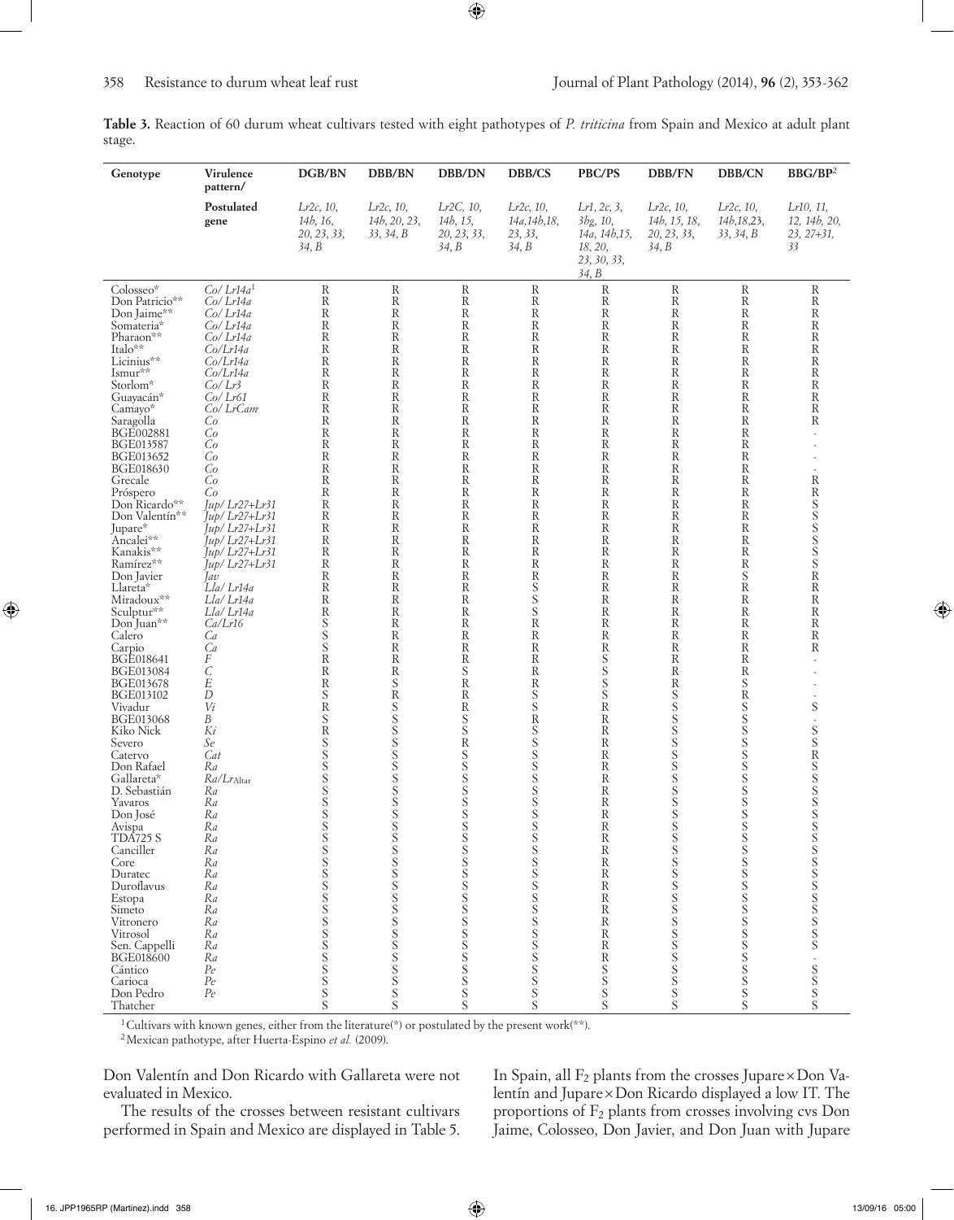**Table 3.** Reaction of 60 durum wheat cultivars tested with eight pathotypes of *P. triticina* from Spain and Mexico at adult plant stage.

| Genotype | Virulence pattern/ | DGB/BN | DBB/BN | DBB/DN | DBB/CS | PBC/PS | DBB/FN | DBB/CN | BBG/BP[2] |
|---|---|---|---|---|---|---|---|---|---|
| | Postulated gene | *Lr2c, 10, 14b, 16, 20, 23, 33, 34, B* | *Lr2c, 10, 14b, 20, 23, 33, 34, B* | *Lr2C, 10, 14b, 15, 20, 23, 33, 34, B* | *Lr2c, 10, 14a,14b,18, 23, 33, 34, B* | *Lr1, 2c, 3, 3bg, 10, 14a, 14b,15, 18, 20, 23, 30, 33, 34, B* | *Lr2c, 10, 14b, 15, 18, 20, 23, 33, 34, B* | *Lr2c, 10, 14b,18,23, 33, 34, B* | *Lr10, 11, 12, 14b, 20, 23, 27+31, 33* |
| Colosseo* | *Co/ Lr14a*[1] | R | R | R | R | R | R | R | R |
| Don Patricio** | *Co/ Lr14a* | R | R | R | R | R | R | R | R |
| Don Jaime** | *Co/ Lr14a* | R | R | R | R | R | R | R | R |
| Somateria* | *Co/ Lr14a* | R | R | R | R | R | R | R | R |
| Pharaon** | *Co/ Lr14a* | R | R | R | R | R | R | R | R |
| Italo** | *Co/Lr14a* | R | R | R | R | R | R | R | R |
| Licinius** | *Co/Lr14a* | R | R | R | R | R | R | R | R |
| Ismur** | *Co/Lr14a* | R | R | R | R | R | R | R | R |
| Storlom* | *Co/ Lr3* | R | R | R | R | R | R | R | R |
| Guayacán* | *Co/ Lr61* | R | R | R | R | R | R | R | R |
| Camayo* | *Co/ LrCam* | R | R | R | R | R | R | R | R |
| Saragolla | *Co* | R | R | R | R | R | R | R | R |
| BGE002881 | *Co* | R | R | R | R | R | R | R | - |
| BGE013587 | *Co* | R | R | R | R | R | R | R | - |
| BGE013652 | *Co* | R | R | R | R | R | R | R | - |
| BGE018630 | *Co* | R | R | R | R | R | R | R | - |
| Grecale | *Co* | R | R | R | R | R | R | R | R |
| Próspero | *Co* | R | R | R | R | R | R | R | R |
| Don Ricardo** | *Jup/ Lr27+Lr31* | R | R | R | R | R | R | R | S |
| Don Valentín** | *Jup/ Lr27+Lr31* | R | R | R | R | R | R | R | S |
| Jupare* | *Jup/ Lr27+Lr31* | R | R | R | R | R | R | R | S |
| Ancalei** | *Jup/ Lr27+Lr31* | R | R | R | R | R | R | R | S |
| Kanakis** | *Jup/ Lr27+Lr31* | R | R | R | R | R | R | R | S |
| Ramírez** | *Jup/ Lr27+Lr31* | R | R | R | R | R | R | R | S |
| Don Javier | *Jav* | R | R | R | R | R | R | S | R |
| Llareta* | *Lla/ Lr14a* | R | R | R | S | R | R | R | R |
| Miradoux** | *Lla/ Lr14a* | R | R | R | S | R | R | R | R |
| Sculptur** | *Lla/ Lr14a* | R | R | R | S | R | R | R | R |
| Don Juan** | *Ca/Lr16* | S | R | R | R | R | R | R | R |
| Calero | *Ca* | S | R | R | R | R | R | R | R |
| Carpio | *Ca* | S | R | R | R | R | R | R | R |
| BGE018641 | *F* | R | R | R | R | S | R | R | - |
| BGE013084 | *C* | R | R | S | R | S | R | R | - |
| BGE013678 | *E* | R | S | R | R | S | R | S | - |
| BGE013102 | *D* | S | R | R | S | S | S | R | - |
| Vivadur | *Vi* | R | S | R | S | R | S | S | S |
| BGE013068 | *B* | S | S | S | R | R | S | S | - |
| Kiko Nick | *Ki* | R | S | S | S | R | S | S | S |
| Severo | *Se* | S | S | R | S | R | S | S | S |
| Catervo | *Cat* | S | S | S | S | R | S | S | R |
| Don Rafael | *Ra* | S | S | S | S | R | S | S | S |
| Gallareta* | *Ra/Lr*Altar | S | S | S | S | R | S | S | S |
| D. Sebastián | *Ra* | S | S | S | S | R | S | S | S |
| Yavaros | *Ra* | S | S | S | S | R | S | S | S |
| Don José | *Ra* | S | S | S | S | R | S | S | S |
| Avispa | *Ra* | S | S | S | S | R | S | S | S |
| TDA725 S | *Ra* | S | S | S | S | R | S | S | S |
| Canciller | *Ra* | S | S | S | S | R | S | S | S |
| Core | *Ra* | S | S | S | S | R | S | S | S |
| Duratec | *Ra* | S | S | S | S | R | S | S | S |
| Duroflavus | *Ra* | S | S | S | S | R | S | S | S |
| Estopa | *Ra* | S | S | S | S | R | S | S | S |
| Simeto | *Ra* | S | S | S | S | R | S | S | S |
| Vitronero | *Ra* | S | S | S | S | R | S | S | S |
| Vitrosol | *Ra* | S | S | S | S | R | S | S | S |
| Sen. Cappelli | *Ra* | S | S | S | S | R | S | S | S |
| BGE018600 | *Ra* | S | S | S | S | R | S | S | - |
| Cántico | *Pe* | S | S | S | S | S | S | S | S |
| Carioca | *Pe* | S | S | S | S | S | S | S | S |
| Don Pedro | *Pe* | S | S | S | S | S | S | S | S |
| Thatcher | | S | S | S | S | S | S | S | S |

[1] Cultivars with known genes, either from the literature(*) or postulated by the present work(**).

[2] Mexican pathotype, after Huerta-Espino *et al.* (2009).

Don Valentín and Don Ricardo with Gallareta were not evaluated in Mexico.

The results of the crosses between resistant cultivars performed in Spain and Mexico are displayed in Table 5. In Spain, all $F_2$ plants from the crosses Jupare×Don Valentín and Jupare×Don Ricardo displayed a low IT. The proportions of $F_2$ plants from crosses involving cvs Don Jaime, Colosseo, Don Javier, and Don Juan with Jupare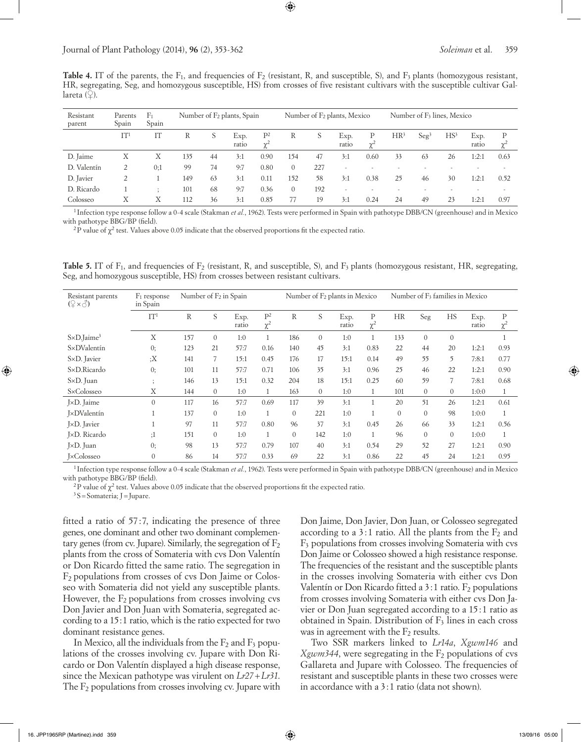**Table 4.** IT of the parents, the $F_1$, and frequencies of $F_2$ (resistant, R, and susceptible, S), and $F_3$ plants (homozygous resistant, HR, segregating, Seg, and homozygous susceptible, HS) from crosses of five resistant cultivars with the susceptible cultivar Gallareta (♀).

| Resistant parent | Parents Spain | $F_1$ Spain | Number of $F_2$ plants, Spain | | | | Number of $F_2$ plants, Mexico | | | | Number of $F_3$ lines, Mexico | | | | |
|---|---|---|---|---|---|---|---|---|---|---|---|---|---|---|---|
| | IT[1] | IT | R | S | Exp. ratio | P[2] $\chi^2$ | R | S | Exp. ratio | P $\chi^2$ | HR[3] | Seg[3] | HS[3] | Exp. ratio | P $\chi^2$ |
| D. Jaime | X | X | 135 | 44 | 3:1 | 0.90 | 154 | 47 | 3:1 | 0.60 | 33 | 63 | 26 | 1:2:1 | 0.63 |
| D. Valentín | 2 | 0;1 | 99 | 74 | 9:7 | 0.80 | 0 | 227 | - | - | - | - | - | - | - |
| D. Javier | 2 | 1 | 149 | 63 | 3:1 | 0.11 | 152 | 58 | 3:1 | 0.38 | 25 | 46 | 30 | 1:2:1 | 0.52 |
| D. Ricardo | 1 | ; | 101 | 68 | 9:7 | 0.36 | 0 | 192 | - | - | - | - | - | - | - |
| Colosseo | X | X | 112 | 36 | 3:1 | 0.85 | 77 | 19 | 3:1 | 0.24 | 24 | 49 | 23 | 1:2:1 | 0.97 |

[1] Infection type response follow a 0-4 scale (Stakman *et al.*, 1962). Tests were performed in Spain with pathotype DBB/CN (greenhouse) and in Mexico with pathotype BBG/BP (field).

[2] P value of $\chi^2$ test. Values above 0.05 indicate that the observed proportions fit the expected ratio.

**Table 5.** IT of $F_1$, and frequencies of $F_2$ (resistant, R, and susceptible, S), and $F_3$ plants (homozygous resistant, HR, segregating, Seg, and homozygous susceptible, HS) from crosses between resistant cultivars.

| Resistant parents (♀×♂) | $F_1$ response in Spain | Number of $F_2$ in Spain | | | | Number of $F_2$ plants in Mexico | | | | Number of $F_3$ families in Mexico | | | | |
|---|---|---|---|---|---|---|---|---|---|---|---|---|---|---|
| | IT[1] | R | S | Exp. ratio | P[2] $\chi^2$ | R | S | Exp. ratio | P $\chi^2$ | HR | Seg | HS | Exp. ratio | P $\chi^2$ |
| S×D.Jaime[3] | X | 157 | 0 | 1:0 | 1 | 186 | 0 | 1:0 | 1 | 133 | 0 | 0 | | 1 |
| S×DValentín | 0; | 123 | 21 | 57:7 | 0.16 | 140 | 45 | 3:1 | 0.83 | 22 | 44 | 20 | 1:2:1 | 0.93 |
| S×D. Javier | ;X | 141 | 7 | 15:1 | 0.45 | 176 | 17 | 15:1 | 0.14 | 49 | 55 | 5 | 7:8:1 | 0.77 |
| S×D.Ricardo | 0; | 101 | 11 | 57:7 | 0.71 | 106 | 35 | 3:1 | 0.96 | 25 | 46 | 22 | 1:2:1 | 0.90 |
| S×D. Juan | ; | 146 | 13 | 15:1 | 0.32 | 204 | 18 | 15:1 | 0.25 | 60 | 59 | 7 | 7:8:1 | 0.68 |
| S×Colosseo | X | 144 | 0 | 1:0 | 1 | 163 | 0 | 1:0 | 1 | 101 | 0 | 0 | 1:0:0 | 1 |
| J×D. Jaime | 0 | 117 | 16 | 57:7 | 0.69 | 117 | 39 | 3:1 | 1 | 20 | 51 | 26 | 1:2:1 | 0.61 |
| J×DValentín | 1 | 137 | 0 | 1:0 | 1 | 0 | 221 | 1:0 | 1 | 0 | 0 | 98 | 1:0:0 | 1 |
| J×D. Javier | 1 | 97 | 11 | 57:7 | 0.80 | 96 | 37 | 3:1 | 0.45 | 26 | 66 | 33 | 1:2:1 | 0.56 |
| J×D. Ricardo | ;1 | 151 | 0 | 1:0 | 1 | 0 | 142 | 1:0 | 1 | 96 | 0 | 0 | 1:0:0 | 1 |
| J×D. Juan | 0; | 98 | 13 | 57:7 | 0.79 | 107 | 40 | 3:1 | 0.54 | 29 | 52 | 27 | 1:2:1 | 0.90 |
| J×Colosseo | 0 | 86 | 14 | 57:7 | 0.33 | 69 | 22 | 3:1 | 0.86 | 22 | 45 | 24 | 1:2:1 | 0.95 |

[1] Infection type response follow a 0-4 scale (Stakman *et al.*, 1962). Tests were performed in Spain with pathotype DBB/CN (greenhouse) and in Mexico with pathotype BBG/BP (field).

[2] P value of $\chi^2$ test. Values above 0.05 indicate that the observed proportions fit the expected ratio.

[3] S = Somateria; J = Jupare.

fitted a ratio of 57:7, indicating the presence of three genes, one dominant and other two dominant complementary genes (from cv. Jupare). Similarly, the segregation of $F_2$ plants from the cross of Somateria with cvs Don Valentín or Don Ricardo fitted the same ratio. The segregation in $F_2$ populations from crosses of cvs Don Jaime or Colosseo with Somateria did not yield any susceptible plants. However, the $F_2$ populations from crosses involving cvs Don Javier and Don Juan with Somateria, segregated according to a 15:1 ratio, which is the ratio expected for two dominant resistance genes.

In Mexico, all the individuals from the $F_2$ and $F_3$ populations of the crosses involving cv. Jupare with Don Ricardo or Don Valentín displayed a high disease response, since the Mexican pathotype was virulent on *Lr27*+*Lr31*. The $F_2$ populations from crosses involving cv. Jupare with Don Jaime, Don Javier, Don Juan, or Colosseo segregated according to a 3:1 ratio. All the plants from the $F_2$ and $F_3$ populations from crosses involving Somateria with cvs Don Jaime or Colosseo showed a high resistance response. The frequencies of the resistant and the susceptible plants in the crosses involving Somateria with either cvs Don Valentín or Don Ricardo fitted a 3:1 ratio. $F_2$ populations from crosses involving Somateria with either cvs Don Javier or Don Juan segregated according to a 15:1 ratio as obtained in Spain. Distribution of $F_3$ lines in each cross was in agreement with the $F_2$ results.

Two SSR markers linked to *Lr14a*, *Xgwm146* and *Xgwm344*, were segregating in the $F_2$ populations of cvs Gallareta and Jupare with Colosseo. The frequencies of resistant and susceptible plants in these two crosses were in accordance with a 3:1 ratio (data not shown).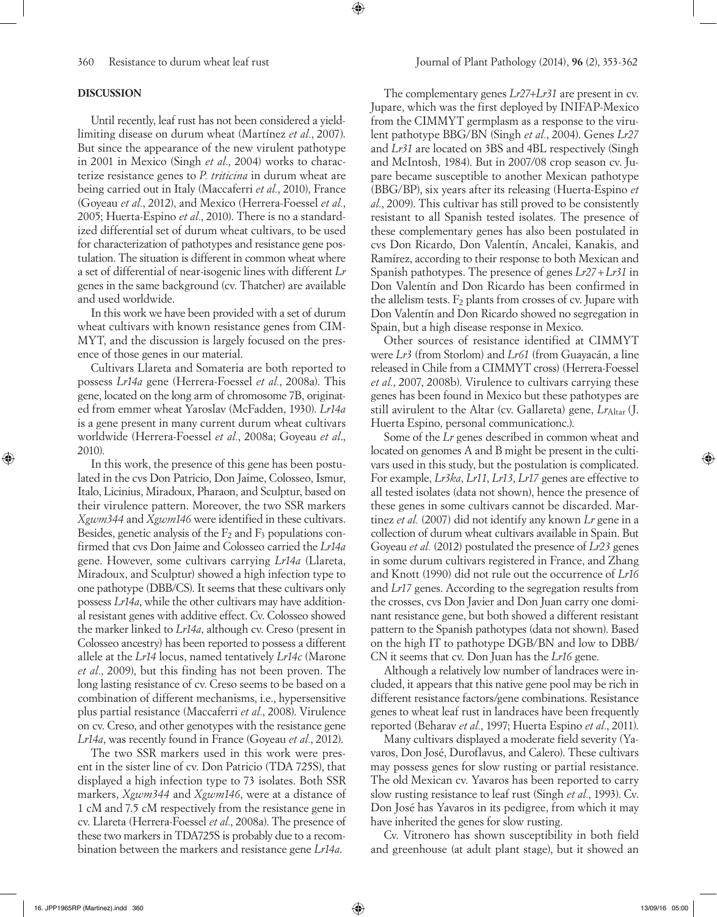## DISCUSSION

Until recently, leaf rust has not been considered a yield-limiting disease on durum wheat (Martínez *et al.*, 2007). But since the appearance of the new virulent pathotype in 2001 in Mexico (Singh *et al.*, 2004) works to characterize resistance genes to *P. triticina* in durum wheat are being carried out in Italy (Maccaferri *et al.*, 2010), France (Goyeau *et al.*, 2012), and Mexico (Herrera-Foessel *et al.*, 2005; Huerta-Espino *et al.*, 2010). There is no a standardized differential set of durum wheat cultivars, to be used for characterization of pathotypes and resistance gene postulation. The situation is different in common wheat where a set of differential of near-isogenic lines with different *Lr* genes in the same background (cv. Thatcher) are available and used worldwide.

In this work we have been provided with a set of durum wheat cultivars with known resistance genes from CIMMYT, and the discussion is largely focused on the presence of those genes in our material.

Cultivars Llareta and Somateria are both reported to possess *Lr14a* gene (Herrera-Foessel *et al.*, 2008a). This gene, located on the long arm of chromosome 7B, originated from emmer wheat Yaroslav (McFadden, 1930). *Lr14a* is a gene present in many current durum wheat cultivars worldwide (Herrera-Foessel *et al.*, 2008a; Goyeau *et al.*, 2010).

In this work, the presence of this gene has been postulated in the cvs Don Patricio, Don Jaime, Colosseo, Ismur, Italo, Licinius, Miradoux, Pharaon, and Sculptur, based on their virulence pattern. Moreover, the two SSR markers *Xgwm344* and *Xgwm146* were identified in these cultivars. Besides, genetic analysis of the $F_2$ and $F_3$ populations confirmed that cvs Don Jaime and Colosseo carried the *Lr14a* gene. However, some cultivars carrying *Lr14a* (Llareta, Miradoux, and Sculptur) showed a high infection type to one pathotype (DBB/CS). It seems that these cultivars only possess *Lr14a*, while the other cultivars may have additional resistant genes with additive effect. Cv. Colosseo showed the marker linked to *Lr14a*, although cv. Creso (present in Colosseo ancestry) has been reported to possess a different allele at the *Lr14* locus, named tentatively *Lr14c* (Marone *et al.*, 2009), but this finding has not been proven. The long lasting resistance of cv. Creso seems to be based on a combination of different mechanisms, i.e., hypersensitive plus partial resistance (Maccaferri *et al.*, 2008). Virulence on cv. Creso, and other genotypes with the resistance gene *Lr14a*, was recently found in France (Goyeau *et al.*, 2012).

The two SSR markers used in this work were present in the sister line of cv. Don Patricio (TDA 725S), that displayed a high infection type to 73 isolates. Both SSR markers, *Xgwm344* and *Xgwm146*, were at a distance of 1 cM and 7.5 cM respectively from the resistance gene in cv. Llareta (Herrera-Foessel *et al.*, 2008a). The presence of these two markers in TDA725S is probably due to a recombination between the markers and resistance gene *Lr14a*.

The complementary genes *Lr27+Lr31* are present in cv. Jupare, which was the first deployed by INIFAP-Mexico from the CIMMYT germplasm as a response to the virulent pathotype BBG/BN (Singh *et al.*, 2004). Genes *Lr27* and *Lr31* are located on 3BS and 4BL respectively (Singh and McIntosh, 1984). But in 2007/08 crop season cv. Jupare became susceptible to another Mexican pathotype (BBG/BP), six years after its releasing (Huerta-Espino *et al.*, 2009). This cultivar has still proved to be consistently resistant to all Spanish tested isolates. The presence of these complementary genes has also been postulated in cvs Don Ricardo, Don Valentín, Ancalei, Kanakis, and Ramírez, according to their response to both Mexican and Spanish pathotypes. The presence of genes *Lr27+Lr31* in Don Valentín and Don Ricardo has been confirmed in the allelism tests. $F_2$ plants from crosses of cv. Jupare with Don Valentín and Don Ricardo showed no segregation in Spain, but a high disease response in Mexico.

Other sources of resistance identified at CIMMYT were *Lr3* (from Storlom) and *Lr61* (from Guayacán, a line released in Chile from a CIMMYT cross) (Herrera-Foessel *et al.*, 2007, 2008b). Virulence to cultivars carrying these genes has been found in Mexico but these pathotypes are still avirulent to the Altar (cv. Gallareta) gene, *Lr*$_{\text{Altar}}$ (J. Huerta Espino, personal communicationc.).

Some of the *Lr* genes described in common wheat and located on genomes A and B might be present in the cultivars used in this study, but the postulation is complicated. For example, *Lr3ka*, *Lr11*, *Lr13*, *Lr17* genes are effective to all tested isolates (data not shown), hence the presence of these genes in some cultivars cannot be discarded. Martinez *et al.* (2007) did not identify any known *Lr* gene in a collection of durum wheat cultivars available in Spain. But Goyeau *et al.* (2012) postulated the presence of *Lr23* genes in some durum cultivars registered in France, and Zhang and Knott (1990) did not rule out the occurrence of *Lr16* and *Lr17* genes. According to the segregation results from the crosses, cvs Don Javier and Don Juan carry one dominant resistance gene, but both showed a different resistant pattern to the Spanish pathotypes (data not shown). Based on the high IT to pathotype DGB/BN and low to DBB/CN it seems that cv. Don Juan has the *Lr16* gene.

Although a relatively low number of landraces were included, it appears that this native gene pool may be rich in different resistance factors/gene combinations. Resistance genes to wheat leaf rust in landraces have been frequently reported (Beharav *et al.*, 1997; Huerta Espino *et al.*, 2011).

Many cultivars displayed a moderate field severity (Yavaros, Don José, Duroflavus, and Calero). These cultivars may possess genes for slow rusting or partial resistance. The old Mexican cv. Yavaros has been reported to carry slow rusting resistance to leaf rust (Singh *et al.*, 1993). Cv. Don José has Yavaros in its pedigree, from which it may have inherited the genes for slow rusting.

Cv. Vitronero has shown susceptibility in both field and greenhouse (at adult plant stage), but it showed an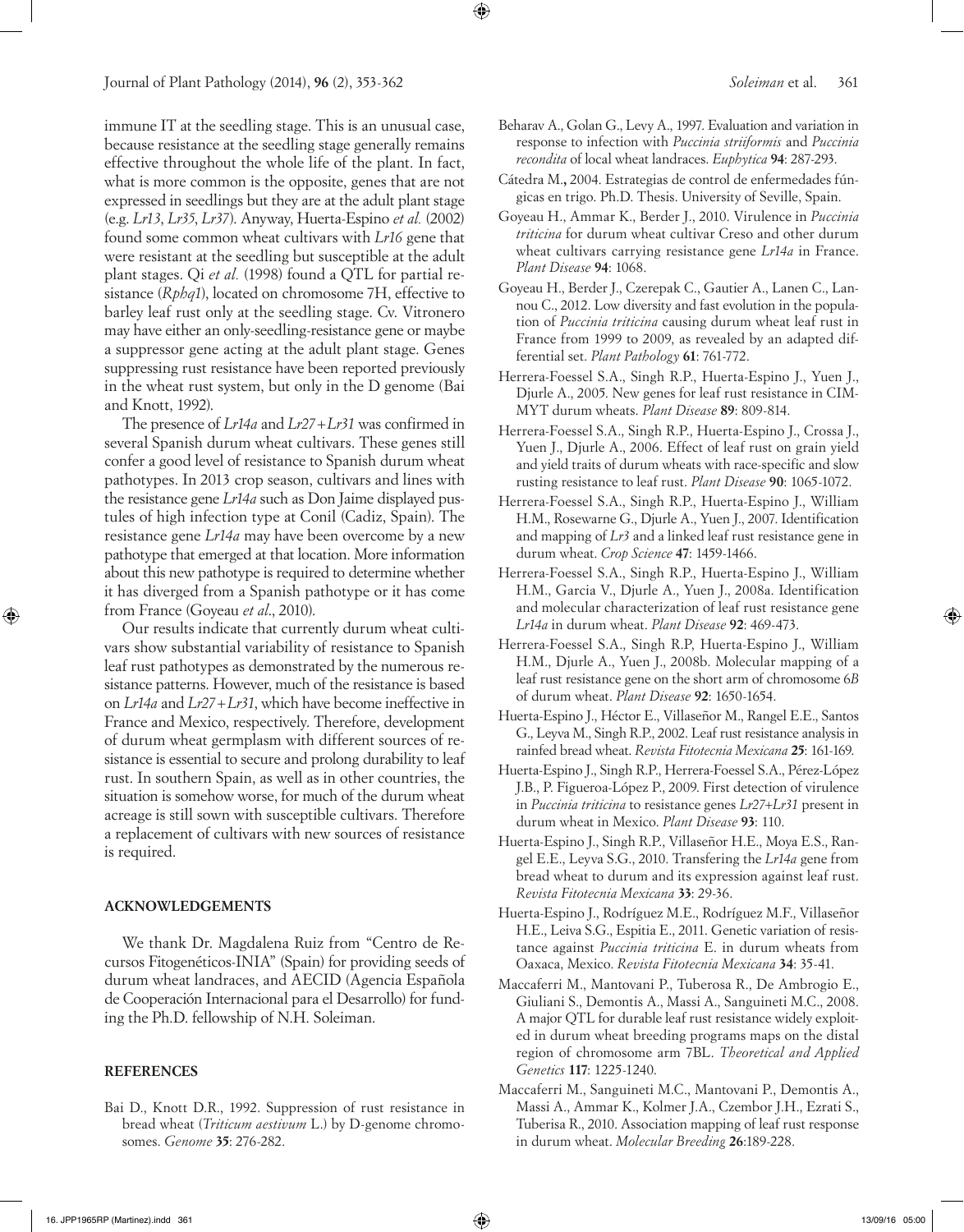immune IT at the seedling stage. This is an unusual case, because resistance at the seedling stage generally remains effective throughout the whole life of the plant. In fact, what is more common is the opposite, genes that are not expressed in seedlings but they are at the adult plant stage (e.g. *Lr13*, *Lr35*, *Lr37*). Anyway, Huerta-Espino *et al.* (2002) found some common wheat cultivars with *Lr16* gene that were resistant at the seedling but susceptible at the adult plant stages. Qi *et al.* (1998) found a QTL for partial resistance (*Rphq1*), located on chromosome 7H, effective to barley leaf rust only at the seedling stage. Cv. Vitronero may have either an only-seedling-resistance gene or maybe a suppressor gene acting at the adult plant stage. Genes suppressing rust resistance have been reported previously in the wheat rust system, but only in the D genome (Bai and Knott, 1992).

The presence of *Lr14a* and *Lr27+Lr31* was confirmed in several Spanish durum wheat cultivars. These genes still confer a good level of resistance to Spanish durum wheat pathotypes. In 2013 crop season, cultivars and lines with the resistance gene *Lr14a* such as Don Jaime displayed pustules of high infection type at Conil (Cadiz, Spain). The resistance gene *Lr14a* may have been overcome by a new pathotype that emerged at that location. More information about this new pathotype is required to determine whether it has diverged from a Spanish pathotype or it has come from France (Goyeau *et al*., 2010).

Our results indicate that currently durum wheat cultivars show substantial variability of resistance to Spanish leaf rust pathotypes as demonstrated by the numerous resistance patterns. However, much of the resistance is based on *Lr14a* and *Lr27+Lr31*, which have become ineffective in France and Mexico, respectively. Therefore, development of durum wheat germplasm with different sources of resistance is essential to secure and prolong durability to leaf rust. In southern Spain, as well as in other countries, the situation is somehow worse, for much of the durum wheat acreage is still sown with susceptible cultivars. Therefore a replacement of cultivars with new sources of resistance is required.

## ACKNOWLEDGEMENTS

We thank Dr. Magdalena Ruiz from "Centro de Recursos Fitogenéticos-INIA" (Spain) for providing seeds of durum wheat landraces, and AECID (Agencia Española de Cooperación Internacional para el Desarrollo) for funding the Ph.D. fellowship of N.H. Soleiman.

## REFERENCES

Bai D., Knott D.R., 1992. Suppression of rust resistance in bread wheat (*Triticum aestivum* L.) by D-genome chromosomes. *Genome* **35**: 276-282.

Beharav A., Golan G., Levy A., 1997. Evaluation and variation in response to infection with *Puccinia striiformis* and *Puccinia recondita* of local wheat landraces. *Euphytica* **94**: 287-293.

Cátedra M., 2004. Estrategias de control de enfermedades fúngicas en trigo. Ph.D. Thesis. University of Seville, Spain.

Goyeau H., Ammar K., Berder J., 2010. Virulence in *Puccinia triticina* for durum wheat cultivar Creso and other durum wheat cultivars carrying resistance gene *Lr14a* in France. *Plant Disease* **94**: 1068.

Goyeau H., Berder J., Czerepak C., Gautier A., Lanen C., Lannou C., 2012. Low diversity and fast evolution in the population of *Puccinia triticina* causing durum wheat leaf rust in France from 1999 to 2009, as revealed by an adapted differential set. *Plant Pathology* **61**: 761-772.

Herrera-Foessel S.A., Singh R.P., Huerta-Espino J., Yuen J., Djurle A., 2005. New genes for leaf rust resistance in CIMMYT durum wheats. *Plant Disease* **89**: 809-814.

Herrera-Foessel S.A., Singh R.P., Huerta-Espino J., Crossa J., Yuen J., Djurle A., 2006. Effect of leaf rust on grain yield and yield traits of durum wheats with race-specific and slow rusting resistance to leaf rust. *Plant Disease* **90**: 1065-1072.

Herrera-Foessel S.A., Singh R.P., Huerta-Espino J., William H.M., Rosewarne G., Djurle A., Yuen J., 2007. Identification and mapping of *Lr3* and a linked leaf rust resistance gene in durum wheat. *Crop Science* **47**: 1459-1466.

Herrera-Foessel S.A., Singh R.P., Huerta-Espino J., William H.M., Garcia V., Djurle A., Yuen J., 2008a. Identification and molecular characterization of leaf rust resistance gene *Lr14a* in durum wheat. *Plant Disease* **92**: 469-473.

Herrera-Foessel S.A., Singh R.P, Huerta-Espino J., William H.M., Djurle A., Yuen J., 2008b. Molecular mapping of a leaf rust resistance gene on the short arm of chromosome 6*B* of durum wheat. *Plant Disease* **92**: 1650-1654.

Huerta-Espino J., Héctor E., Villaseñor M., Rangel E.E., Santos G., Leyva M., Singh R.P., 2002. Leaf rust resistance analysis in rainfed bread wheat. *Revista Fitotecnia Mexicana* **25**: 161-169.

Huerta-Espino J., Singh R.P., Herrera-Foessel S.A., Pérez-López J.B., P. Figueroa-López P., 2009. First detection of virulence in *Puccinia triticina* to resistance genes *Lr27+Lr31* present in durum wheat in Mexico. *Plant Disease* **93**: 110.

Huerta-Espino J., Singh R.P., Villaseñor H.E., Moya E.S., Rangel E.E., Leyva S.G., 2010. Transfering the *Lr14a* gene from bread wheat to durum and its expression against leaf rust. *Revista Fitotecnia Mexicana* **33**: 29-36.

Huerta-Espino J., Rodríguez M.E., Rodríguez M.F., Villaseñor H.E., Leiva S.G., Espitia E., 2011. Genetic variation of resistance against *Puccinia triticina* E. in durum wheats from Oaxaca, Mexico. *Revista Fitotecnia Mexicana* **34**: 35-41.

Maccaferri M., Mantovani P., Tuberosa R., De Ambrogio E., Giuliani S., Demontis A., Massi A., Sanguineti M.C., 2008. A major QTL for durable leaf rust resistance widely exploited in durum wheat breeding programs maps on the distal region of chromosome arm 7BL. *Theoretical and Applied Genetics* **117**: 1225-1240.

Maccaferri M., Sanguineti M.C., Mantovani P., Demontis A., Massi A., Ammar K., Kolmer J.A., Czembor J.H., Ezrati S., Tuberisa R., 2010. Association mapping of leaf rust response in durum wheat. *Molecular Breeding* **26**:189-228.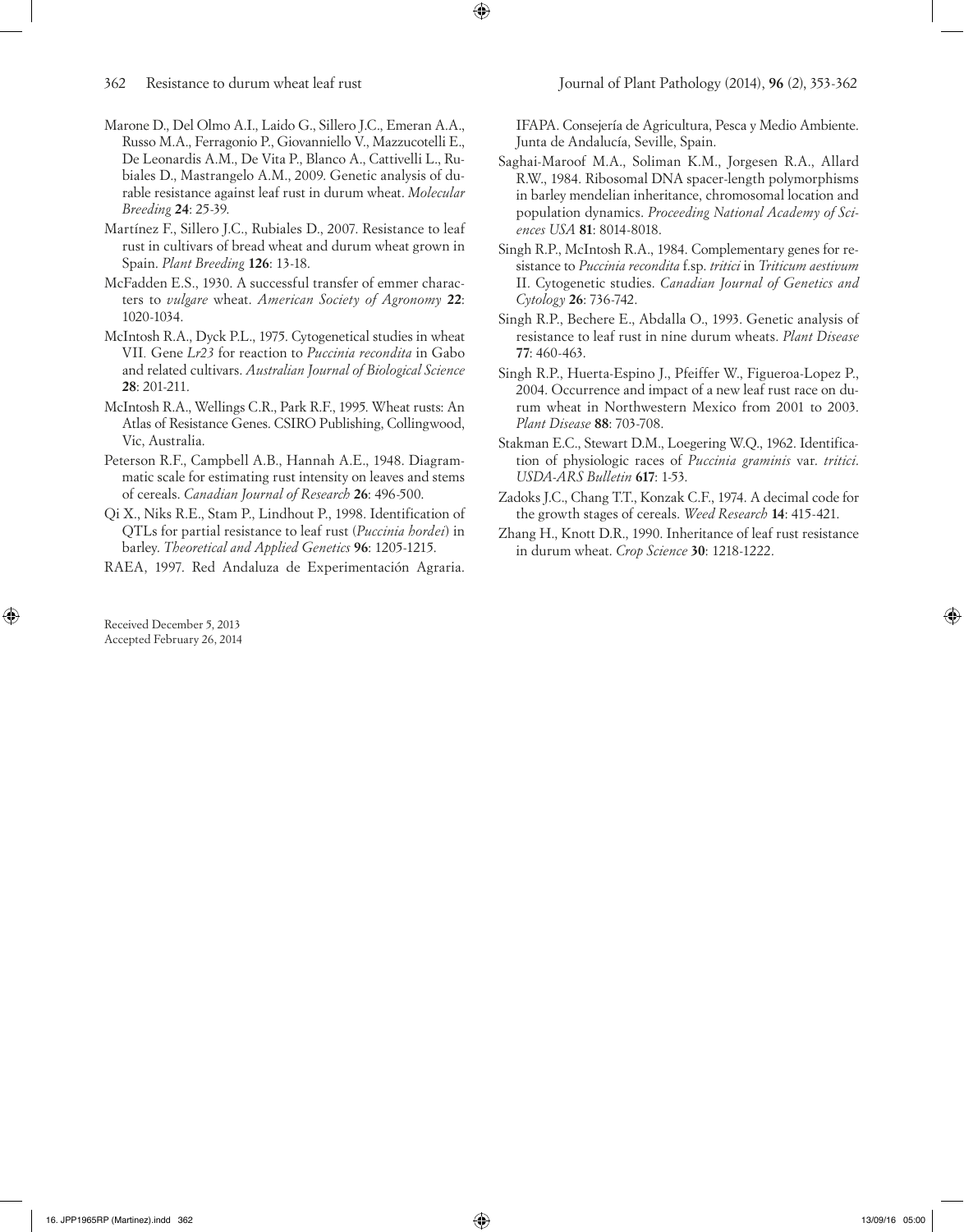Marone D., Del Olmo A.I., Laido G., Sillero J.C., Emeran A.A., Russo M.A., Ferragonio P., Giovanniello V., Mazzucotelli E., De Leonardis A.M., De Vita P., Blanco A., Cattivelli L., Rubiales D., Mastrangelo A.M., 2009. Genetic analysis of durable resistance against leaf rust in durum wheat. *Molecular Breeding* **24**: 25-39.

Martínez F., Sillero J.C., Rubiales D., 2007. Resistance to leaf rust in cultivars of bread wheat and durum wheat grown in Spain. *Plant Breeding* **126**: 13-18.

McFadden E.S., 1930. A successful transfer of emmer characters to *vulgare* wheat. *American Society of Agronomy* **22**: 1020-1034.

McIntosh R.A., Dyck P.L., 1975. Cytogenetical studies in wheat VII. Gene *Lr23* for reaction to *Puccinia recondita* in Gabo and related cultivars. *Australian Journal of Biological Science* **28**: 201-211.

McIntosh R.A., Wellings C.R., Park R.F., 1995. Wheat rusts: An Atlas of Resistance Genes. CSIRO Publishing, Collingwood, Vic, Australia.

Peterson R.F., Campbell A.B., Hannah A.E., 1948. Diagrammatic scale for estimating rust intensity on leaves and stems of cereals. *Canadian Journal of Research* **26**: 496-500.

Qi X., Niks R.E., Stam P., Lindhout P., 1998. Identification of QTLs for partial resistance to leaf rust (*Puccinia hordei*) in barley. *Theoretical and Applied Genetics* **96**: 1205-1215.

RAEA, 1997. Red Andaluza de Experimentación Agraria. IFAPA. Consejería de Agricultura, Pesca y Medio Ambiente. Junta de Andalucía, Seville, Spain.

Saghai-Maroof M.A., Soliman K.M., Jorgesen R.A., Allard R.W., 1984. Ribosomal DNA spacer-length polymorphisms in barley mendelian inheritance, chromosomal location and population dynamics. *Proceeding National Academy of Sciences USA* **81**: 8014-8018.

Singh R.P., McIntosh R.A., 1984. Complementary genes for resistance to *Puccinia recondita* f.sp. *tritici* in *Triticum aestivum* II. Cytogenetic studies. *Canadian Journal of Genetics and Cytology* **26**: 736-742.

Singh R.P., Bechere E., Abdalla O., 1993. Genetic analysis of resistance to leaf rust in nine durum wheats. *Plant Disease* **77**: 460-463.

Singh R.P., Huerta-Espino J., Pfeiffer W., Figueroa-Lopez P., 2004. Occurrence and impact of a new leaf rust race on durum wheat in Northwestern Mexico from 2001 to 2003. *Plant Disease* **88**: 703-708.

Stakman E.C., Stewart D.M., Loegering W.Q., 1962. Identification of physiologic races of *Puccinia graminis* var. *tritici*. *USDA-ARS Bulletin* **617**: 1-53.

Zadoks J.C., Chang T.T., Konzak C.F., 1974. A decimal code for the growth stages of cereals. *Weed Research* **14**: 415-421.

Zhang H., Knott D.R., 1990. Inheritance of leaf rust resistance in durum wheat. *Crop Science* **30**: 1218-1222.

Received December 5, 2013
Accepted February 26, 2014